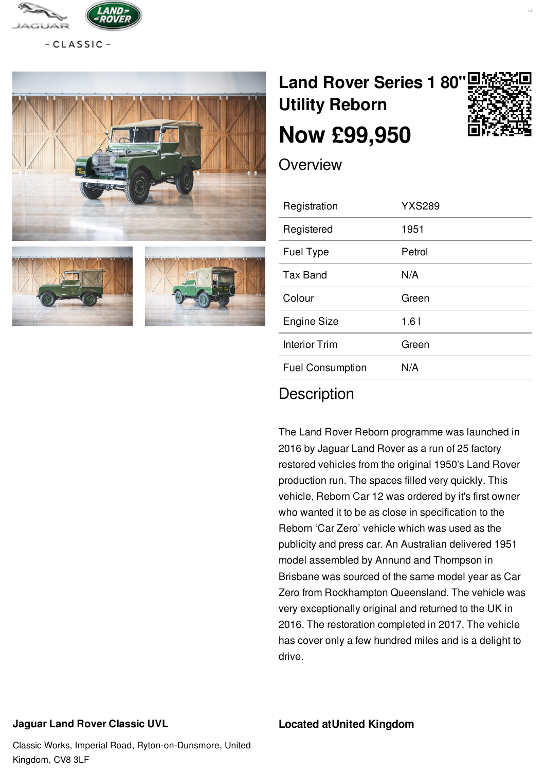- CLASSIC -

# Land Rover Series 1 80" Utility Reborn

# Now £99,950

## Overview

| Registration | YXS289 |
|---|---|
| Registered | 1951 |
| Fuel Type | Petrol |
| Tax Band | N/A |
| Colour | Green |
| Engine Size | 1.6 l |
| Interior Trim | Green |
| Fuel Consumption | N/A |

## Description

The Land Rover Reborn programme was launched in 2016 by Jaguar Land Rover as a run of 25 factory restored vehicles from the original 1950's Land Rover production run. The spaces filled very quickly. This vehicle, Reborn Car 12 was ordered by it's first owner who wanted it to be as close in specification to the Reborn 'Car Zero' vehicle which was used as the publicity and press car. An Australian delivered 1951 model assembled by Annund and Thompson in Brisbane was sourced of the same model year as Car Zero from Rockhampton Queensland. The vehicle was very exceptionally original and returned to the UK in 2016. The restoration completed in 2017. The vehicle has cover only a few hundred miles and is a delight to drive.

**Jaguar Land Rover Classic UVL**

Classic Works, Imperial Road, Ryton-on-Dunsmore, United Kingdom, CV8 3LF

**Located atUnited Kingdom**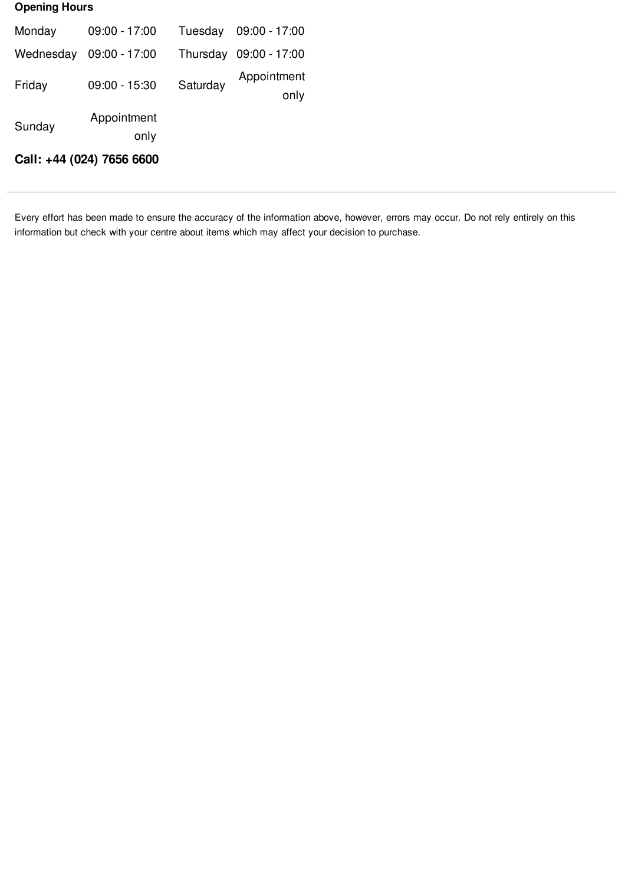**Opening Hours**

| | | | |
|---|---|---|---|
| Monday | 09:00 - 17:00 | Tuesday | 09:00 - 17:00 |
| Wednesday | 09:00 - 17:00 | Thursday | 09:00 - 17:00 |
| Friday | 09:00 - 15:30 | Saturday | Appointment only |
| Sunday | Appointment only | | |

**Call: +44 (024) 7656 6600**

---

Every effort has been made to ensure the accuracy of the information above, however, errors may occur. Do not rely entirely on this information but check with your centre about items which may affect your decision to purchase.